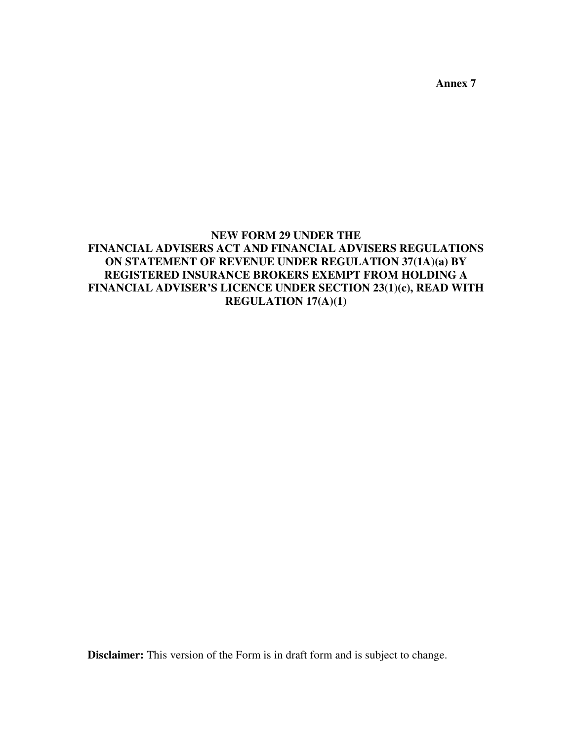**Annex 7**

# NEW FORM 29 UNDER THE FINANCIAL ADVISERS ACT AND FINANCIAL ADVISERS REGULATIONS ON STATEMENT OF REVENUE UNDER REGULATION 37(1A)(a) BY REGISTERED INSURANCE BROKERS EXEMPT FROM HOLDING A FINANCIAL ADVISER'S LICENCE UNDER SECTION 23(1)(c), READ WITH REGULATION 17(A)(1)

**Disclaimer:** This version of the Form is in draft form and is subject to change.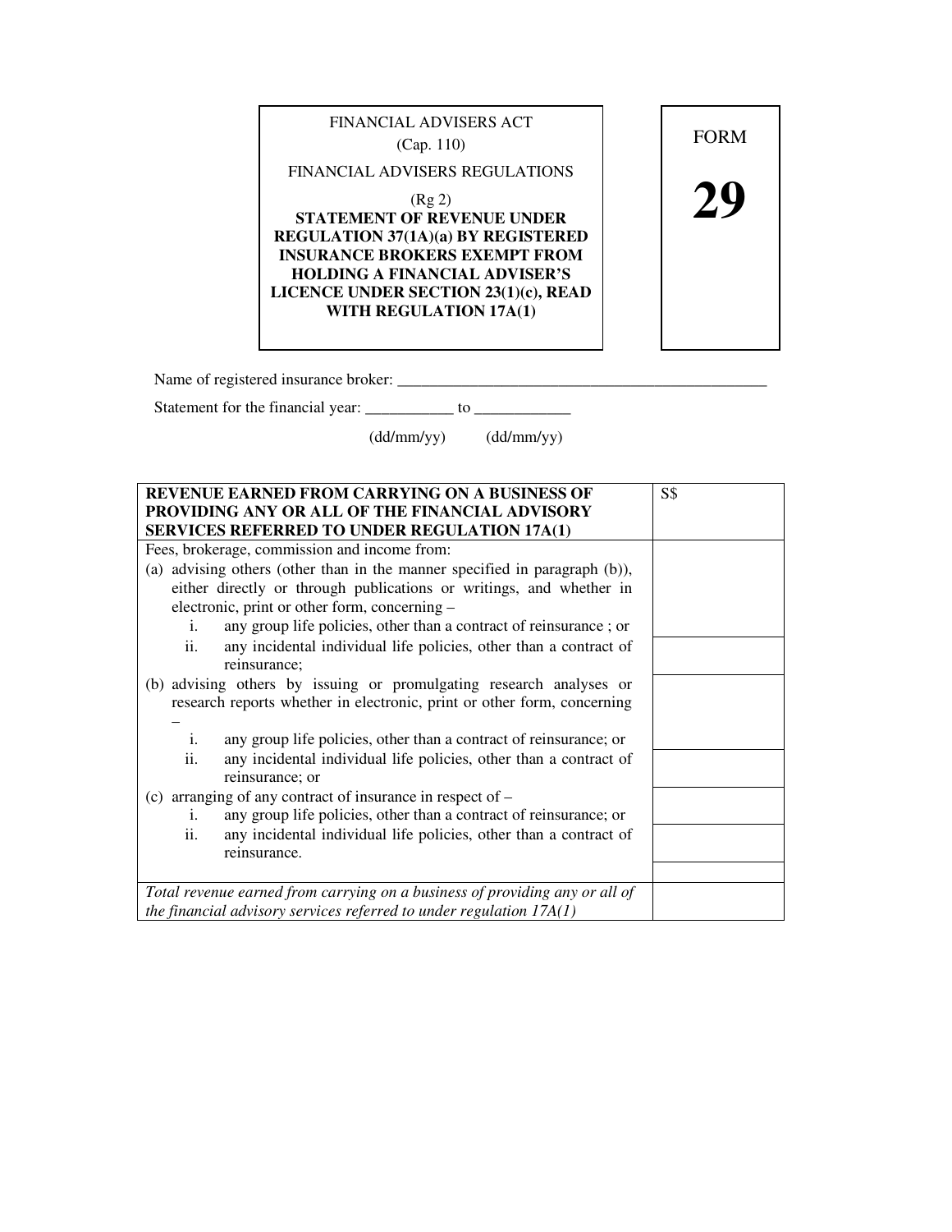FINANCIAL ADVISERS ACT
(Cap. 110)

FINANCIAL ADVISERS REGULATIONS
(Rg 2)

**STATEMENT OF REVENUE UNDER REGULATION 37(1A)(a) BY REGISTERED INSURANCE BROKERS EXEMPT FROM HOLDING A FINANCIAL ADVISER'S LICENCE UNDER SECTION 23(1)(c), READ WITH REGULATION 17A(1)**

FORM

# 29

Name of registered insurance broker: ______________________________________________

Statement for the financial year: ___________ to ____________
(dd/mm/yy) (dd/mm/yy)

| **REVENUE EARNED FROM CARRYING ON A BUSINESS OF PROVIDING ANY OR ALL OF THE FINANCIAL ADVISORY SERVICES REFERRED TO UNDER REGULATION 17A(1)** | S$ |
|---|---|
| Fees, brokerage, commission and income from:<br>(a) advising others (other than in the manner specified in paragraph (b)), either directly or through publications or writings, and whether in electronic, print or other form, concerning –<br>i. any group life policies, other than a contract of reinsurance ; or | |
| ii. any incidental individual life policies, other than a contract of reinsurance; | |
| (b) advising others by issuing or promulgating research analyses or research reports whether in electronic, print or other form, concerning –<br>i. any group life policies, other than a contract of reinsurance; or | |
| ii. any incidental individual life policies, other than a contract of reinsurance; or | |
| (c) arranging of any contract of insurance in respect of –<br>i. any group life policies, other than a contract of reinsurance; or | |
| ii. any incidental individual life policies, other than a contract of reinsurance. | |
| | |
| *Total revenue earned from carrying on a business of providing any or all of the financial advisory services referred to under regulation 17A(1)* | |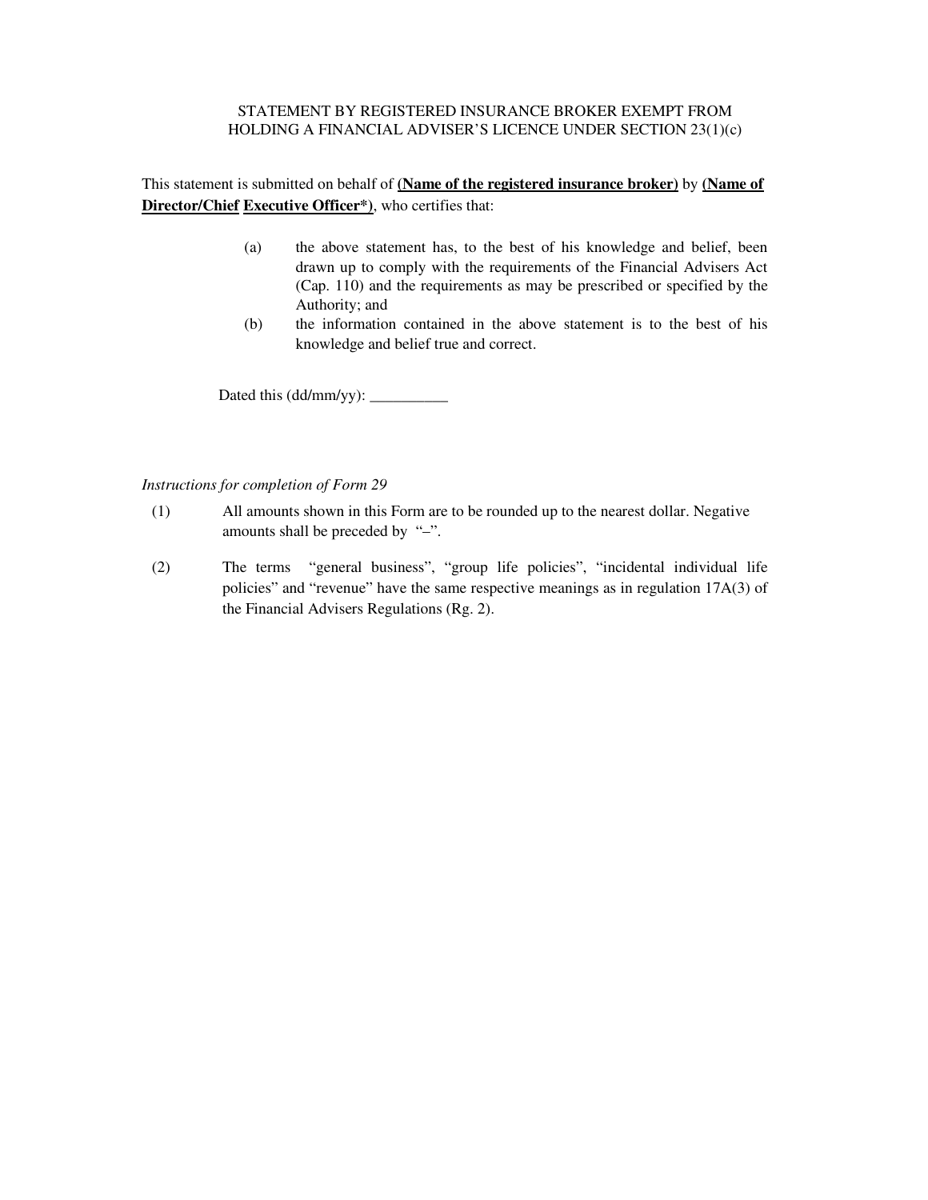STATEMENT BY REGISTERED INSURANCE BROKER EXEMPT FROM HOLDING A FINANCIAL ADVISER'S LICENCE UNDER SECTION 23(1)(c)

This statement is submitted on behalf of **(Name of the registered insurance broker)** by **(Name of Director/Chief Executive Officer*)**, who certifies that:

(a) the above statement has, to the best of his knowledge and belief, been drawn up to comply with the requirements of the Financial Advisers Act (Cap. 110) and the requirements as may be prescribed or specified by the Authority; and

(b) the information contained in the above statement is to the best of his knowledge and belief true and correct.

Dated this (dd/mm/yy): __________

*Instructions for completion of Form 29*

(1) All amounts shown in this Form are to be rounded up to the nearest dollar. Negative amounts shall be preceded by "–".

(2) The terms "general business", "group life policies", "incidental individual life policies" and "revenue" have the same respective meanings as in regulation 17A(3) of the Financial Advisers Regulations (Rg. 2).